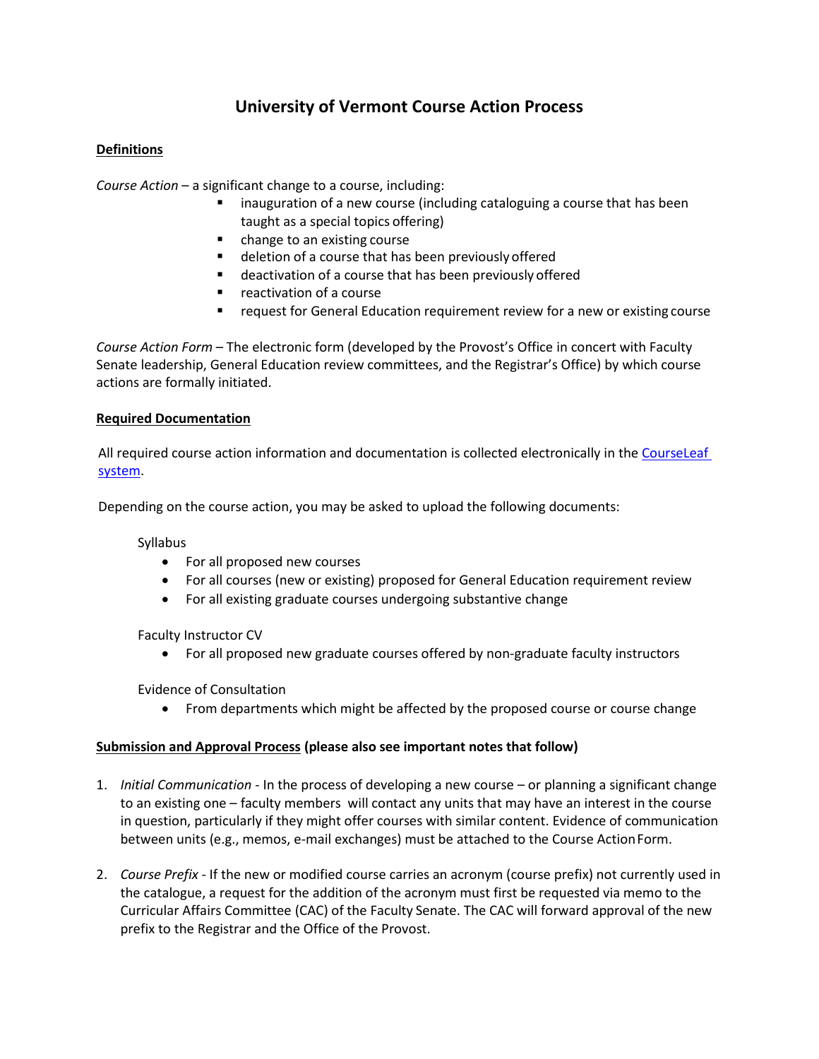# University of Vermont Course Action Process

## Definitions

*Course Action* – a significant change to a course, including:

- inauguration of a new course (including cataloguing a course that has been taught as a special topics offering)
- change to an existing course
- deletion of a course that has been previously offered
- deactivation of a course that has been previously offered
- reactivation of a course
- request for General Education requirement review for a new or existing course

*Course Action Form* – The electronic form (developed by the Provost's Office in concert with Faculty Senate leadership, General Education review committees, and the Registrar's Office) by which course actions are formally initiated.

## Required Documentation

All required course action information and documentation is collected electronically in the [CourseLeaf system](CourseLeaf system).

Depending on the course action, you may be asked to upload the following documents:

Syllabus

- For all proposed new courses
- For all courses (new or existing) proposed for General Education requirement review
- For all existing graduate courses undergoing substantive change

Faculty Instructor CV

- For all proposed new graduate courses offered by non-graduate faculty instructors

Evidence of Consultation

- From departments which might be affected by the proposed course or course change

## Submission and Approval Process (please also see important notes that follow)

1. *Initial Communication* - In the process of developing a new course – or planning a significant change to an existing one – faculty members will contact any units that may have an interest in the course in question, particularly if they might offer courses with similar content. Evidence of communication between units (e.g., memos, e-mail exchanges) must be attached to the Course Action Form.

2. *Course Prefix* - If the new or modified course carries an acronym (course prefix) not currently used in the catalogue, a request for the addition of the acronym must first be requested via memo to the Curricular Affairs Committee (CAC) of the Faculty Senate. The CAC will forward approval of the new prefix to the Registrar and the Office of the Provost.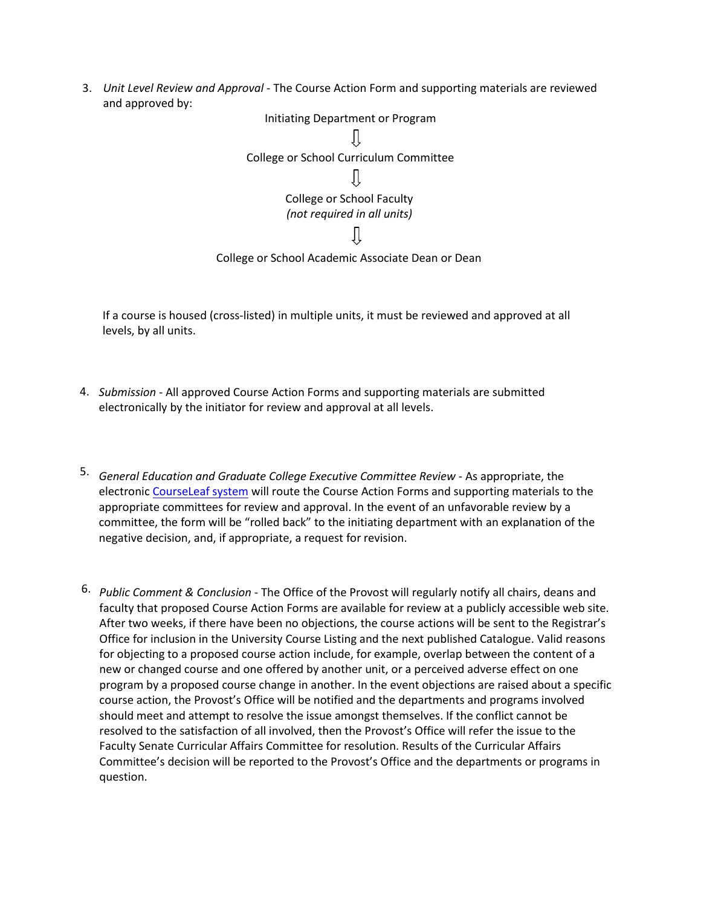3. *Unit Level Review and Approval* - The Course Action Form and supporting materials are reviewed and approved by:

   Initiating Department or Program

   ⇩

   College or School Curriculum Committee

   ⇩

   College or School Faculty
   *(not required in all units)*

   ⇩

   College or School Academic Associate Dean or Dean

   If a course is housed (cross-listed) in multiple units, it must be reviewed and approved at all levels, by all units.

4. *Submission* - All approved Course Action Forms and supporting materials are submitted electronically by the initiator for review and approval at all levels.

5. *General Education and Graduate College Executive Committee Review* - As appropriate, the electronic [CourseLeaf system](CourseLeaf system) will route the Course Action Forms and supporting materials to the appropriate committees for review and approval. In the event of an unfavorable review by a committee, the form will be "rolled back" to the initiating department with an explanation of the negative decision, and, if appropriate, a request for revision.

6. *Public Comment & Conclusion* - The Office of the Provost will regularly notify all chairs, deans and faculty that proposed Course Action Forms are available for review at a publicly accessible web site. After two weeks, if there have been no objections, the course actions will be sent to the Registrar's Office for inclusion in the University Course Listing and the next published Catalogue. Valid reasons for objecting to a proposed course action include, for example, overlap between the content of a new or changed course and one offered by another unit, or a perceived adverse effect on one program by a proposed course change in another. In the event objections are raised about a specific course action, the Provost's Office will be notified and the departments and programs involved should meet and attempt to resolve the issue amongst themselves. If the conflict cannot be resolved to the satisfaction of all involved, then the Provost's Office will refer the issue to the Faculty Senate Curricular Affairs Committee for resolution. Results of the Curricular Affairs Committee's decision will be reported to the Provost's Office and the departments or programs in question.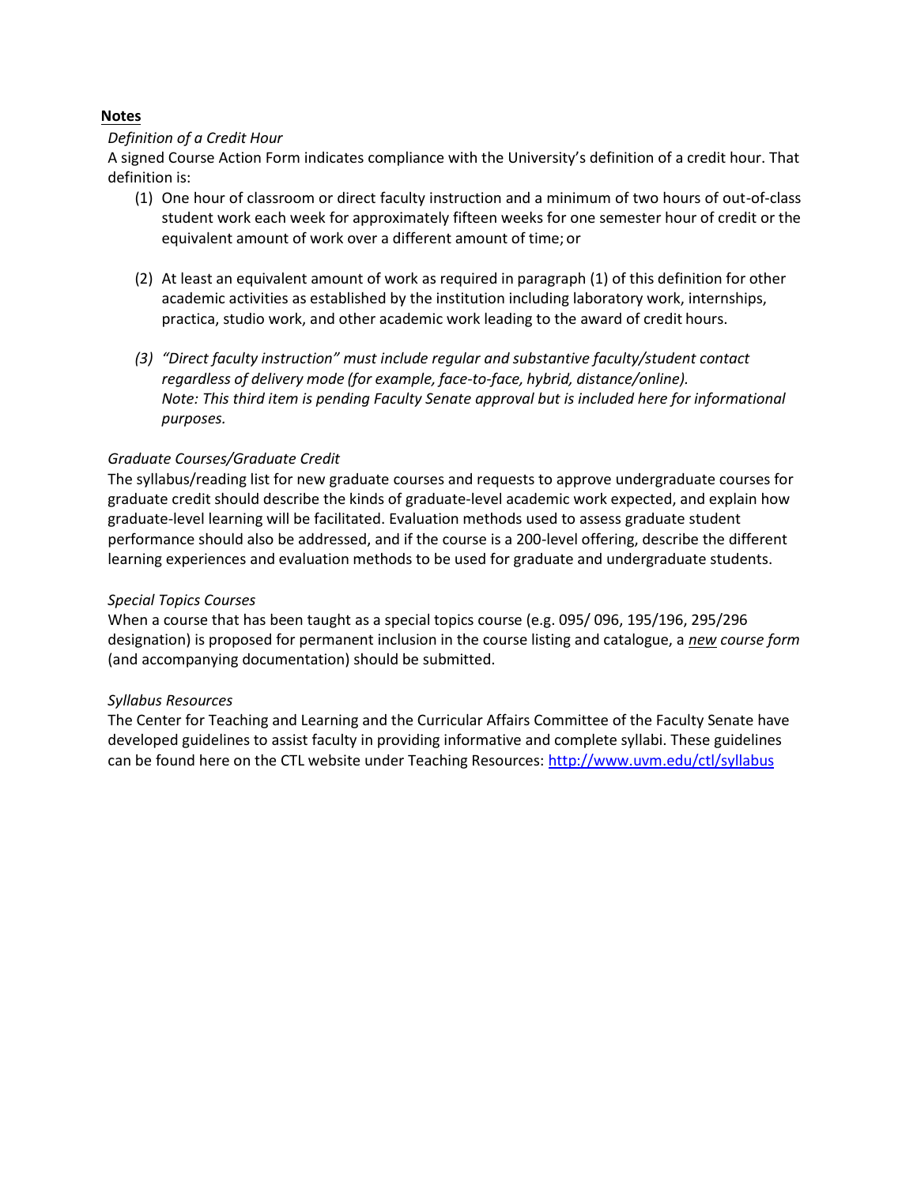**Notes**

*Definition of a Credit Hour*

A signed Course Action Form indicates compliance with the University's definition of a credit hour. That definition is:

(1) One hour of classroom or direct faculty instruction and a minimum of two hours of out-of-class student work each week for approximately fifteen weeks for one semester hour of credit or the equivalent amount of work over a different amount of time; or

(2) At least an equivalent amount of work as required in paragraph (1) of this definition for other academic activities as established by the institution including laboratory work, internships, practica, studio work, and other academic work leading to the award of credit hours.

*(3) "Direct faculty instruction" must include regular and substantive faculty/student contact regardless of delivery mode (for example, face-to-face, hybrid, distance/online). Note: This third item is pending Faculty Senate approval but is included here for informational purposes.*

*Graduate Courses/Graduate Credit*

The syllabus/reading list for new graduate courses and requests to approve undergraduate courses for graduate credit should describe the kinds of graduate-level academic work expected, and explain how graduate-level learning will be facilitated. Evaluation methods used to assess graduate student performance should also be addressed, and if the course is a 200-level offering, describe the different learning experiences and evaluation methods to be used for graduate and undergraduate students.

*Special Topics Courses*

When a course that has been taught as a special topics course (e.g. 095/ 096, 195/196, 295/296 designation) is proposed for permanent inclusion in the course listing and catalogue, a *<u>new</u> course form* (and accompanying documentation) should be submitted.

*Syllabus Resources*

The Center for Teaching and Learning and the Curricular Affairs Committee of the Faculty Senate have developed guidelines to assist faculty in providing informative and complete syllabi. These guidelines can be found here on the CTL website under Teaching Resources: [http://www.uvm.edu/ctl/syllabus](http://www.uvm.edu/ctl/syllabus)